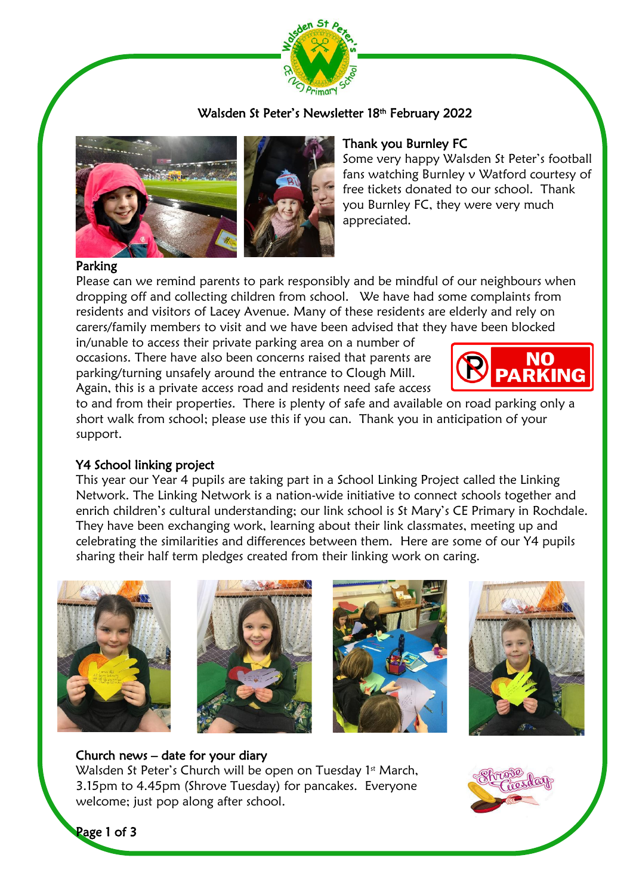# Walsden St Peter's Newsletter 18th February 2022

## Thank you Burnley FC

Some very happy Walsden St Peter's football fans watching Burnley v Watford courtesy of free tickets donated to our school. Thank you Burnley FC, they were very much appreciated.

## Parking

Please can we remind parents to park responsibly and be mindful of our neighbours when dropping off and collecting children from school. We have had some complaints from residents and visitors of Lacey Avenue. Many of these residents are elderly and rely on carers/family members to visit and we have been advised that they have been blocked in/unable to access their private parking area on a number of occasions. There have also been concerns raised that parents are parking/turning unsafely around the entrance to Clough Mill. Again, this is a private access road and residents need safe access to and from their properties. There is plenty of safe and available on road parking only a short walk from school; please use this if you can. Thank you in anticipation of your support.

## Y4 School linking project

This year our Year 4 pupils are taking part in a School Linking Project called the Linking Network. The Linking Network is a nation-wide initiative to connect schools together and enrich children's cultural understanding; our link school is St Mary's CE Primary in Rochdale. They have been exchanging work, learning about their link classmates, meeting up and celebrating the similarities and differences between them. Here are some of our Y4 pupils sharing their half term pledges created from their linking work on caring.

## Church news – date for your diary

Walsden St Peter's Church will be open on Tuesday 1st March, 3.15pm to 4.45pm (Shrove Tuesday) for pancakes. Everyone welcome; just pop along after school.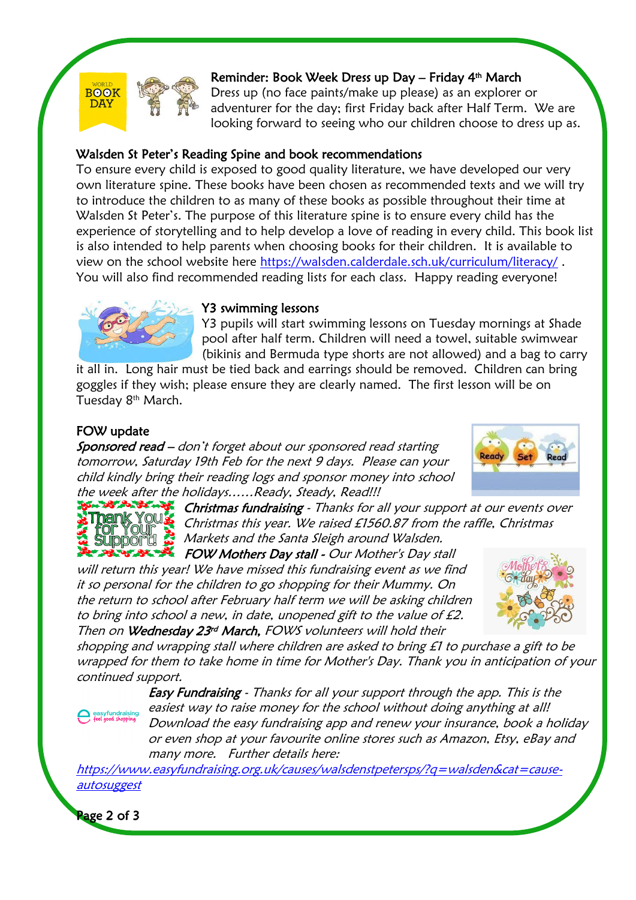### Reminder: Book Week Dress up Day – Friday 4th March

Dress up (no face paints/make up please) as an explorer or adventurer for the day; first Friday back after Half Term. We are looking forward to seeing who our children choose to dress up as.

### Walsden St Peter's Reading Spine and book recommendations

To ensure every child is exposed to good quality literature, we have developed our very own literature spine. These books have been chosen as recommended texts and we will try to introduce the children to as many of these books as possible throughout their time at Walsden St Peter's. The purpose of this literature spine is to ensure every child has the experience of storytelling and to help develop a love of reading in every child. This book list is also intended to help parents when choosing books for their children. It is available to view on the school website here https://walsden.calderdale.sch.uk/curriculum/literacy/ . You will also find recommended reading lists for each class. Happy reading everyone!

### Y3 swimming lessons

Y3 pupils will start swimming lessons on Tuesday mornings at Shade pool after half term. Children will need a towel, suitable swimwear (bikinis and Bermuda type shorts are not allowed) and a bag to carry it all in. Long hair must be tied back and earrings should be removed. Children can bring goggles if they wish; please ensure they are clearly named. The first lesson will be on Tuesday 8th March.

### FOW update

***Sponsored read*** *– don't forget about our sponsored read starting tomorrow, Saturday 19th Feb for the next 9 days. Please can your child kindly bring their reading logs and sponsor money into school the week after the holidays……Ready, Steady, Read!!!*

***Christmas fundraising*** *- Thanks for all your support at our events over Christmas this year. We raised £1560.87 from the raffle, Christmas Markets and the Santa Sleigh around Walsden.*

***FOW Mothers Day stall -*** *Our Mother's Day stall will return this year! We have missed this fundraising event as we find it so personal for the children to go shopping for their Mummy. On the return to school after February half term we will be asking children to bring into school a new, in date, unopened gift to the value of £2. Then on* ***Wednesday 23rd March,*** *FOWS volunteers will hold their shopping and wrapping stall where children are asked to bring £1 to purchase a gift to be wrapped for them to take home in time for Mother's Day. Thank you in anticipation of your continued support.*

***Easy Fundraising*** *- Thanks for all your support through the app. This is the easiest way to raise money for the school without doing anything at all! Download the easy fundraising app and renew your insurance, book a holiday or even shop at your favourite online stores such as Amazon, Etsy, eBay and many more. Further details here:*

*https://www.easyfundraising.org.uk/causes/walsdenstpetersps/?q=walsden&cat=cause-autosuggest*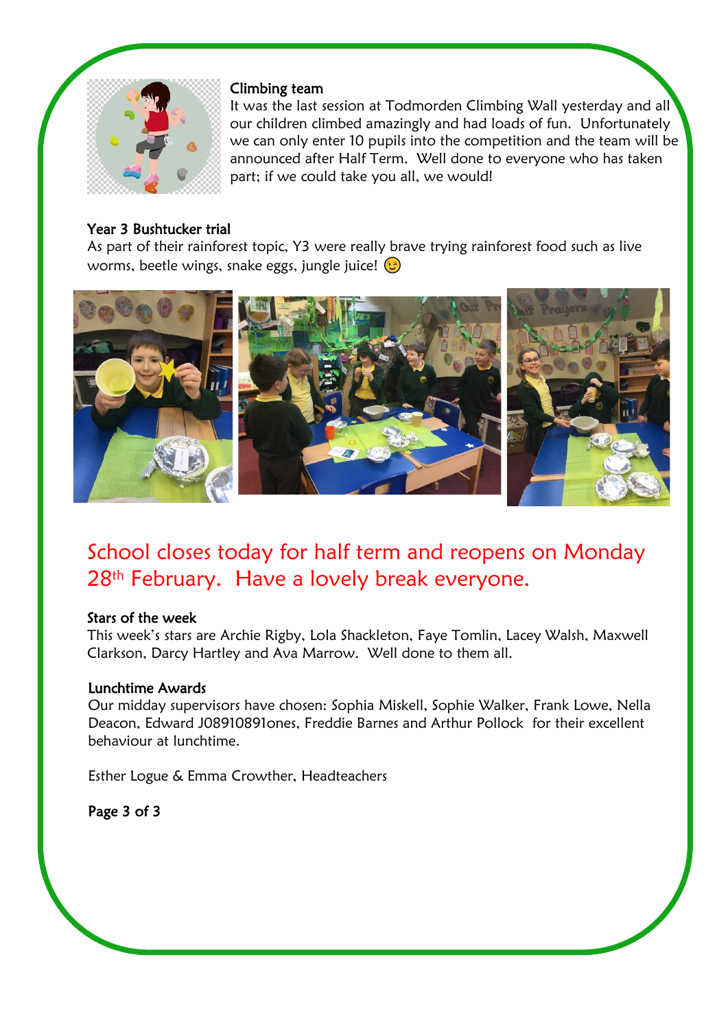### Climbing team

It was the last session at Todmorden Climbing Wall yesterday and all our children climbed amazingly and had loads of fun. Unfortunately we can only enter 10 pupils into the competition and the team will be announced after Half Term. Well done to everyone who has taken part; if we could take you all, we would!

### Year 3 Bushtucker trial

As part of their rainforest topic, Y3 were really brave trying rainforest food such as live worms, beetle wings, snake eggs, jungle juice! 😉

## School closes today for half term and reopens on Monday 28th February. Have a lovely break everyone.

### Stars of the week

This week's stars are Archie Rigby, Lola Shackleton, Faye Tomlin, Lacey Walsh, Maxwell Clarkson, Darcy Hartley and Ava Marrow. Well done to them all.

### Lunchtime Awards

Our midday supervisors have chosen: Sophia Miskell, Sophie Walker, Frank Lowe, Nella Deacon, Edward J08910891ones, Freddie Barnes and Arthur Pollock for their excellent behaviour at lunchtime.

Esther Logue & Emma Crowther, Headteachers